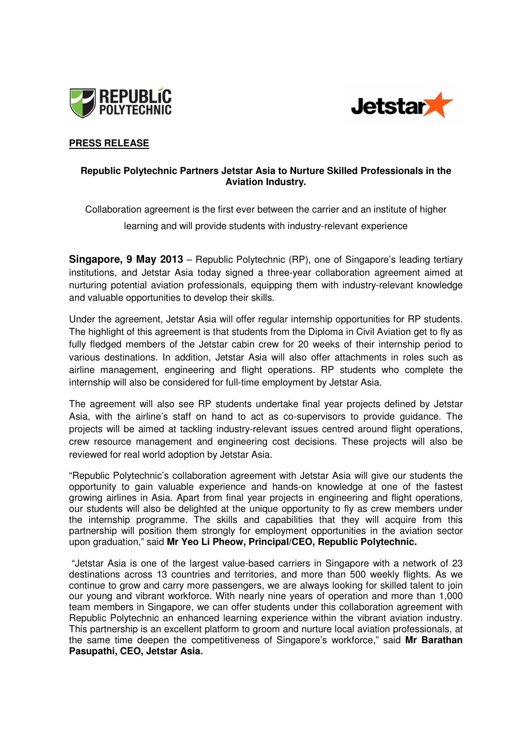**PRESS RELEASE**

**Republic Polytechnic Partners Jetstar Asia to Nurture Skilled Professionals in the Aviation Industry.**

Collaboration agreement is the first ever between the carrier and an institute of higher learning and will provide students with industry-relevant experience

**Singapore, 9 May 2013** – Republic Polytechnic (RP), one of Singapore's leading tertiary institutions, and Jetstar Asia today signed a three-year collaboration agreement aimed at nurturing potential aviation professionals, equipping them with industry-relevant knowledge and valuable opportunities to develop their skills.

Under the agreement, Jetstar Asia will offer regular internship opportunities for RP students. The highlight of this agreement is that students from the Diploma in Civil Aviation get to fly as fully fledged members of the Jetstar cabin crew for 20 weeks of their internship period to various destinations. In addition, Jetstar Asia will also offer attachments in roles such as airline management, engineering and flight operations. RP students who complete the internship will also be considered for full-time employment by Jetstar Asia.

The agreement will also see RP students undertake final year projects defined by Jetstar Asia, with the airline's staff on hand to act as co-supervisors to provide guidance. The projects will be aimed at tackling industry-relevant issues centred around flight operations, crew resource management and engineering cost decisions. These projects will also be reviewed for real world adoption by Jetstar Asia.

"Republic Polytechnic's collaboration agreement with Jetstar Asia will give our students the opportunity to gain valuable experience and hands-on knowledge at one of the fastest growing airlines in Asia. Apart from final year projects in engineering and flight operations, our students will also be delighted at the unique opportunity to fly as crew members under the internship programme. The skills and capabilities that they will acquire from this partnership will position them strongly for employment opportunities in the aviation sector upon graduation," said **Mr Yeo Li Pheow, Principal/CEO, Republic Polytechnic.**

"Jetstar Asia is one of the largest value-based carriers in Singapore with a network of 23 destinations across 13 countries and territories, and more than 500 weekly flights. As we continue to grow and carry more passengers, we are always looking for skilled talent to join our young and vibrant workforce. With nearly nine years of operation and more than 1,000 team members in Singapore, we can offer students under this collaboration agreement with Republic Polytechnic an enhanced learning experience within the vibrant aviation industry. This partnership is an excellent platform to groom and nurture local aviation professionals, at the same time deepen the competitiveness of Singapore's workforce," said **Mr Barathan Pasupathi, CEO, Jetstar Asia.**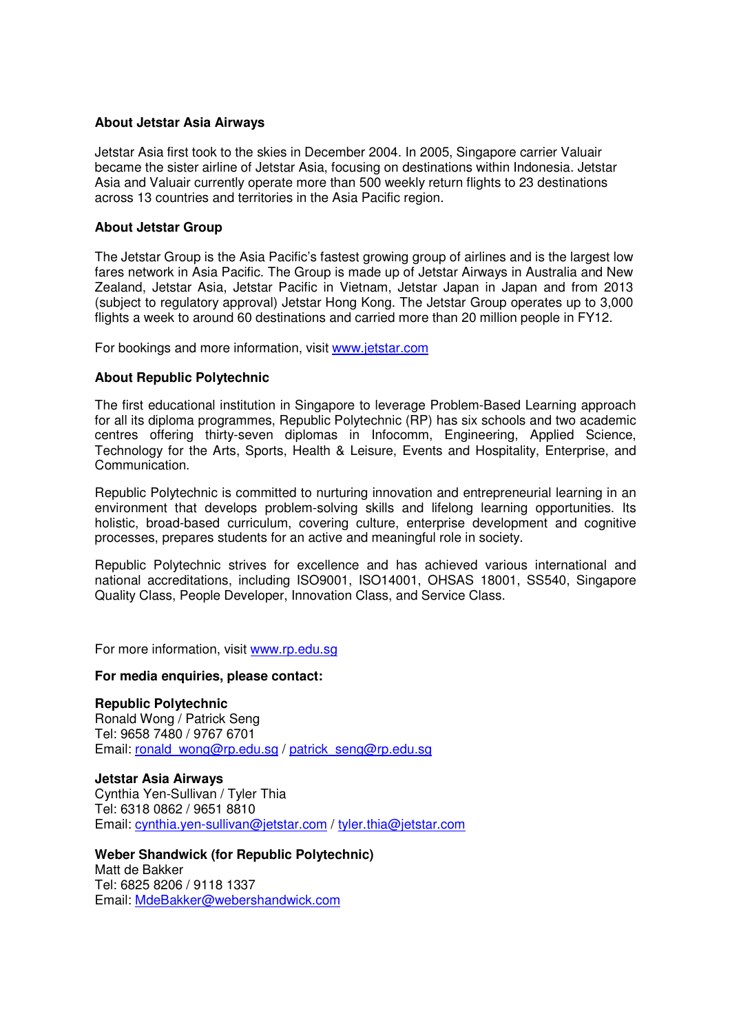**About Jetstar Asia Airways**

Jetstar Asia first took to the skies in December 2004. In 2005, Singapore carrier Valuair became the sister airline of Jetstar Asia, focusing on destinations within Indonesia. Jetstar Asia and Valuair currently operate more than 500 weekly return flights to 23 destinations across 13 countries and territories in the Asia Pacific region.

**About Jetstar Group**

The Jetstar Group is the Asia Pacific's fastest growing group of airlines and is the largest low fares network in Asia Pacific. The Group is made up of Jetstar Airways in Australia and New Zealand, Jetstar Asia, Jetstar Pacific in Vietnam, Jetstar Japan in Japan and from 2013 (subject to regulatory approval) Jetstar Hong Kong. The Jetstar Group operates up to 3,000 flights a week to around 60 destinations and carried more than 20 million people in FY12.

For bookings and more information, visit www.jetstar.com

**About Republic Polytechnic**

The first educational institution in Singapore to leverage Problem-Based Learning approach for all its diploma programmes, Republic Polytechnic (RP) has six schools and two academic centres offering thirty-seven diplomas in Infocomm, Engineering, Applied Science, Technology for the Arts, Sports, Health & Leisure, Events and Hospitality, Enterprise, and Communication.

Republic Polytechnic is committed to nurturing innovation and entrepreneurial learning in an environment that develops problem-solving skills and lifelong learning opportunities. Its holistic, broad-based curriculum, covering culture, enterprise development and cognitive processes, prepares students for an active and meaningful role in society.

Republic Polytechnic strives for excellence and has achieved various international and national accreditations, including ISO9001, ISO14001, OHSAS 18001, SS540, Singapore Quality Class, People Developer, Innovation Class, and Service Class.

For more information, visit www.rp.edu.sg

**For media enquiries, please contact:**

**Republic Polytechnic**
Ronald Wong / Patrick Seng
Tel: 9658 7480 / 9767 6701
Email: ronald_wong@rp.edu.sg / patrick_seng@rp.edu.sg

**Jetstar Asia Airways**
Cynthia Yen-Sullivan / Tyler Thia
Tel: 6318 0862 / 9651 8810
Email: cynthia.yen-sullivan@jetstar.com / tyler.thia@jetstar.com

**Weber Shandwick (for Republic Polytechnic)**
Matt de Bakker
Tel: 6825 8206 / 9118 1337
Email: MdeBakker@webershandwick.com